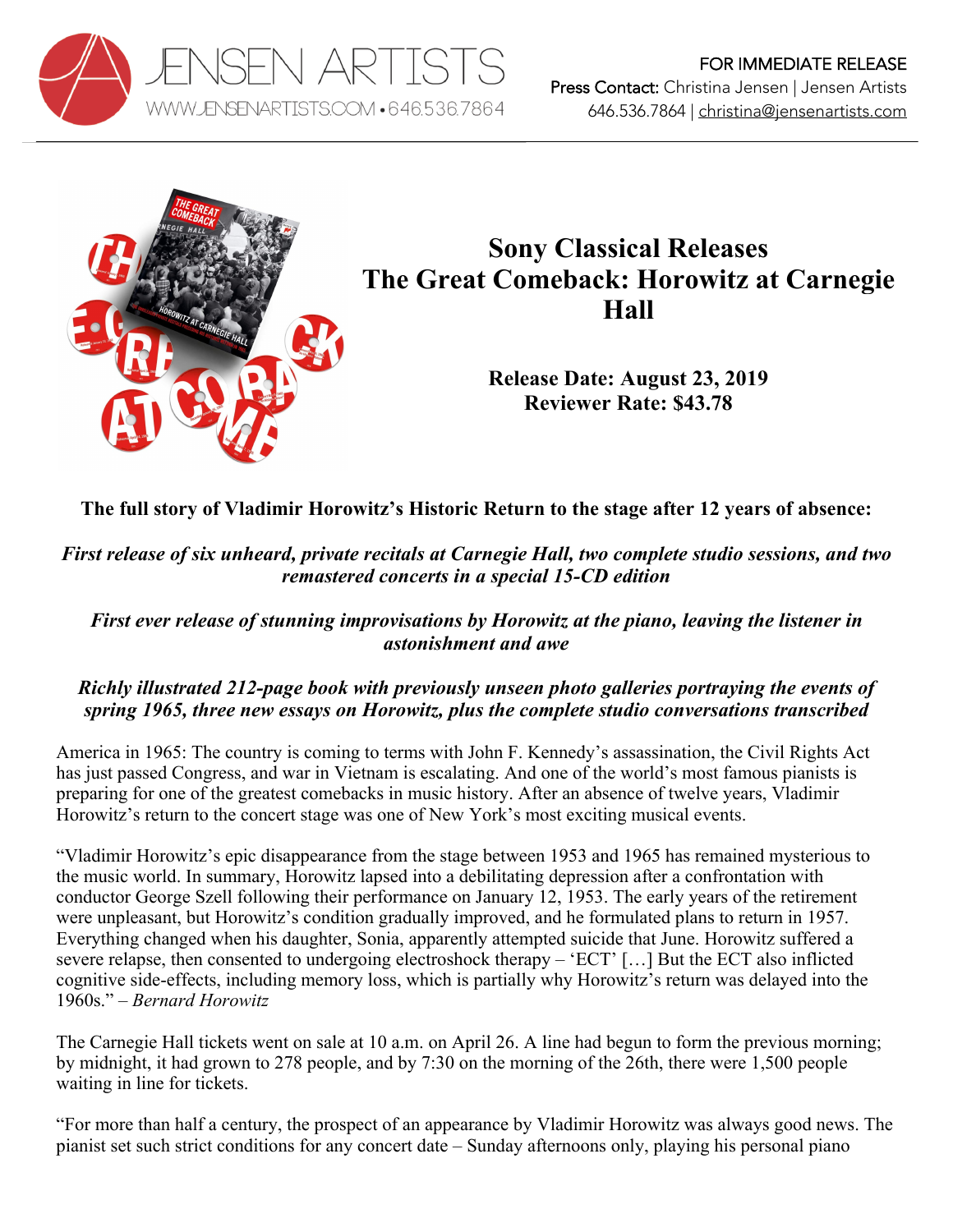JENSEN ARTISTS
WWW.JENSENARTISTS.COM • 646.536.7864

FOR IMMEDIATE RELEASE
Press Contact: Christina Jensen | Jensen Artists
646.536.7864 | christina@jensenartists.com

# Sony Classical Releases
# The Great Comeback: Horowitz at Carnegie Hall

**Release Date: August 23, 2019**
**Reviewer Rate: $43.78**

**The full story of Vladimir Horowitz's Historic Return to the stage after 12 years of absence:**

***First release of six unheard, private recitals at Carnegie Hall, two complete studio sessions, and two remastered concerts in a special 15-CD edition***

***First ever release of stunning improvisations by Horowitz at the piano, leaving the listener in astonishment and awe***

***Richly illustrated 212-page book with previously unseen photo galleries portraying the events of spring 1965, three new essays on Horowitz, plus the complete studio conversations transcribed***

America in 1965: The country is coming to terms with John F. Kennedy's assassination, the Civil Rights Act has just passed Congress, and war in Vietnam is escalating. And one of the world's most famous pianists is preparing for one of the greatest comebacks in music history. After an absence of twelve years, Vladimir Horowitz's return to the concert stage was one of New York's most exciting musical events.

"Vladimir Horowitz's epic disappearance from the stage between 1953 and 1965 has remained mysterious to the music world. In summary, Horowitz lapsed into a debilitating depression after a confrontation with conductor George Szell following their performance on January 12, 1953. The early years of the retirement were unpleasant, but Horowitz's condition gradually improved, and he formulated plans to return in 1957. Everything changed when his daughter, Sonia, apparently attempted suicide that June. Horowitz suffered a severe relapse, then consented to undergoing electroshock therapy – 'ECT' […] But the ECT also inflicted cognitive side-effects, including memory loss, which is partially why Horowitz's return was delayed into the 1960s." – *Bernard Horowitz*

The Carnegie Hall tickets went on sale at 10 a.m. on April 26. A line had begun to form the previous morning; by midnight, it had grown to 278 people, and by 7:30 on the morning of the 26th, there were 1,500 people waiting in line for tickets.

"For more than half a century, the prospect of an appearance by Vladimir Horowitz was always good news. The pianist set such strict conditions for any concert date – Sunday afternoons only, playing his personal piano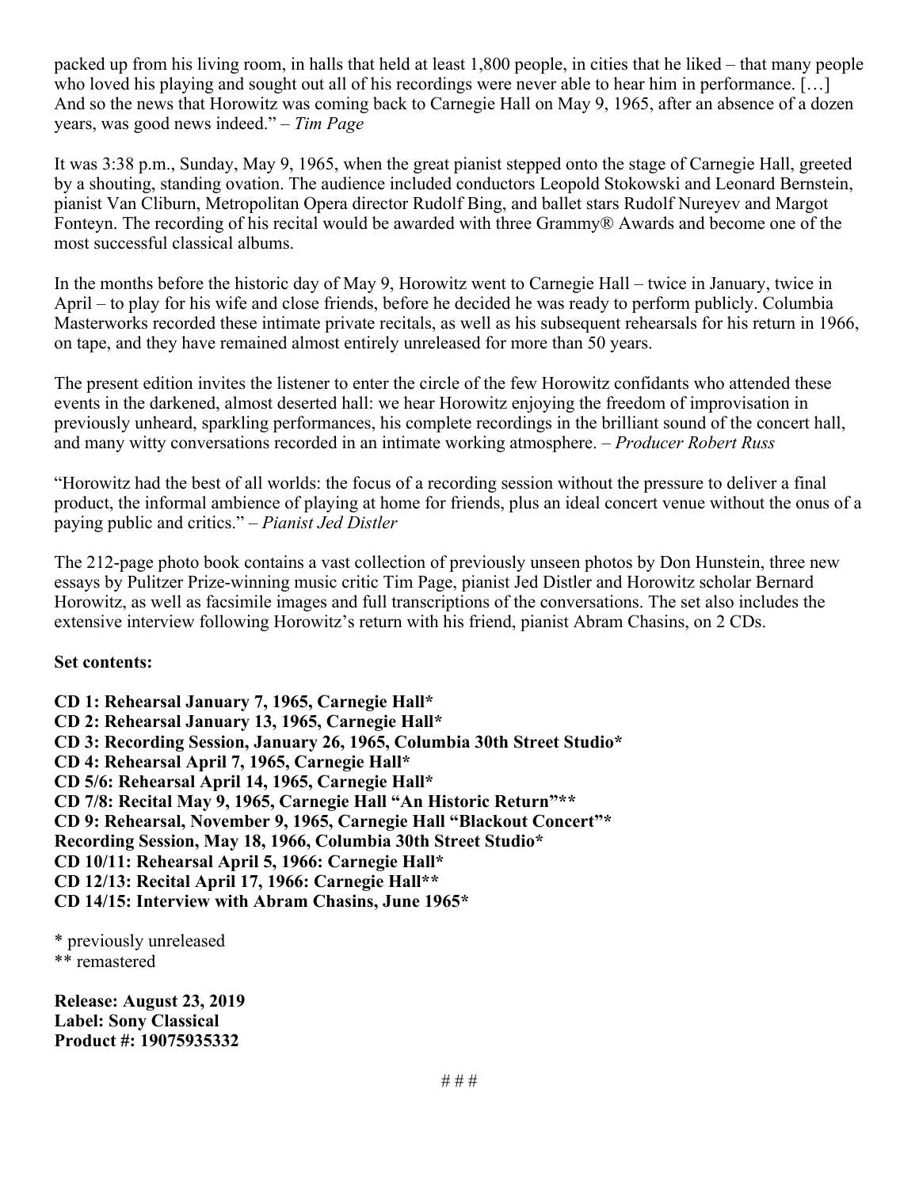packed up from his living room, in halls that held at least 1,800 people, in cities that he liked – that many people who loved his playing and sought out all of his recordings were never able to hear him in performance. […] And so the news that Horowitz was coming back to Carnegie Hall on May 9, 1965, after an absence of a dozen years, was good news indeed." – *Tim Page*

It was 3:38 p.m., Sunday, May 9, 1965, when the great pianist stepped onto the stage of Carnegie Hall, greeted by a shouting, standing ovation. The audience included conductors Leopold Stokowski and Leonard Bernstein, pianist Van Cliburn, Metropolitan Opera director Rudolf Bing, and ballet stars Rudolf Nureyev and Margot Fonteyn. The recording of his recital would be awarded with three Grammy® Awards and become one of the most successful classical albums.

In the months before the historic day of May 9, Horowitz went to Carnegie Hall – twice in January, twice in April – to play for his wife and close friends, before he decided he was ready to perform publicly. Columbia Masterworks recorded these intimate private recitals, as well as his subsequent rehearsals for his return in 1966, on tape, and they have remained almost entirely unreleased for more than 50 years.

The present edition invites the listener to enter the circle of the few Horowitz confidants who attended these events in the darkened, almost deserted hall: we hear Horowitz enjoying the freedom of improvisation in previously unheard, sparkling performances, his complete recordings in the brilliant sound of the concert hall, and many witty conversations recorded in an intimate working atmosphere. – *Producer Robert Russ*

"Horowitz had the best of all worlds: the focus of a recording session without the pressure to deliver a final product, the informal ambience of playing at home for friends, plus an ideal concert venue without the onus of a paying public and critics." – *Pianist Jed Distler*

The 212-page photo book contains a vast collection of previously unseen photos by Don Hunstein, three new essays by Pulitzer Prize-winning music critic Tim Page, pianist Jed Distler and Horowitz scholar Bernard Horowitz, as well as facsimile images and full transcriptions of the conversations. The set also includes the extensive interview following Horowitz's return with his friend, pianist Abram Chasins, on 2 CDs.

**Set contents:**

**CD 1: Rehearsal January 7, 1965, Carnegie Hall***
**CD 2: Rehearsal January 13, 1965, Carnegie Hall***
**CD 3: Recording Session, January 26, 1965, Columbia 30th Street Studio***
**CD 4: Rehearsal April 7, 1965, Carnegie Hall***
**CD 5/6: Rehearsal April 14, 1965, Carnegie Hall***
**CD 7/8: Recital May 9, 1965, Carnegie Hall "An Historic Return"****
**CD 9: Rehearsal, November 9, 1965, Carnegie Hall "Blackout Concert"***
**Recording Session, May 18, 1966, Columbia 30th Street Studio***
**CD 10/11: Rehearsal April 5, 1966: Carnegie Hall***
**CD 12/13: Recital April 17, 1966: Carnegie Hall****
**CD 14/15: Interview with Abram Chasins, June 1965***

\* previously unreleased
\*\* remastered

**Release: August 23, 2019**
**Label: Sony Classical**
**Product #: 19075935332**

# # #